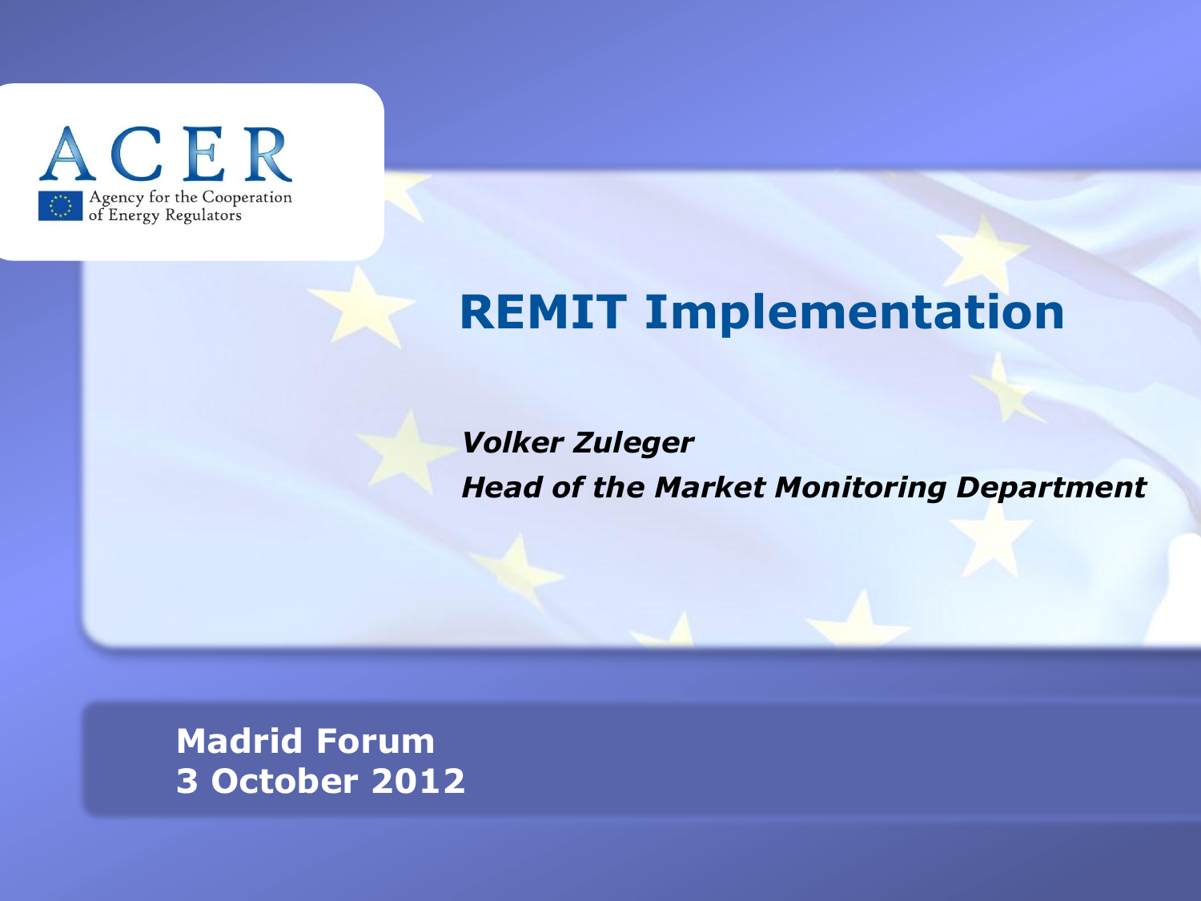ACER

Agency for the Cooperation of Energy Regulators

# REMIT Implementation

***Volker Zuleger***

***Head of the Market Monitoring Department***

**Madrid Forum**

**3 October 2012**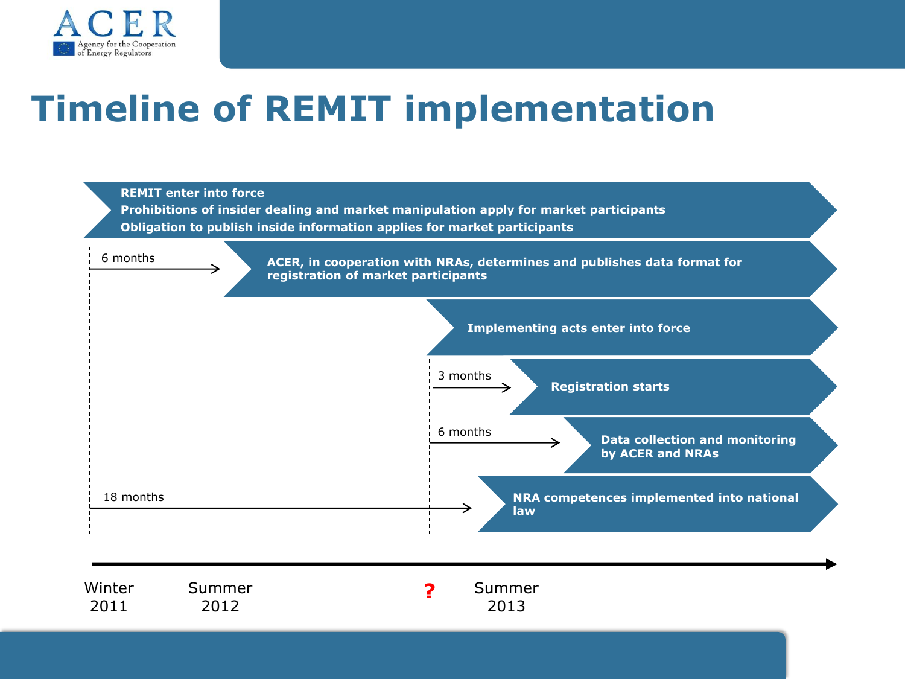# Timeline of REMIT implementation

**REMIT enter into force**
**Prohibitions of insider dealing and market manipulation apply for market participants**
**Obligation to publish inside information applies for market participants**

6 months → **ACER, in cooperation with NRAs, determines and publishes data format for registration of market participants**

**Implementing acts enter into force**

3 months → **Registration starts**

6 months → **Data collection and monitoring by ACER and NRAs**

18 months → **NRA competences implemented into national law**

Winter 2011 — Summer 2012 — ? — Summer 2013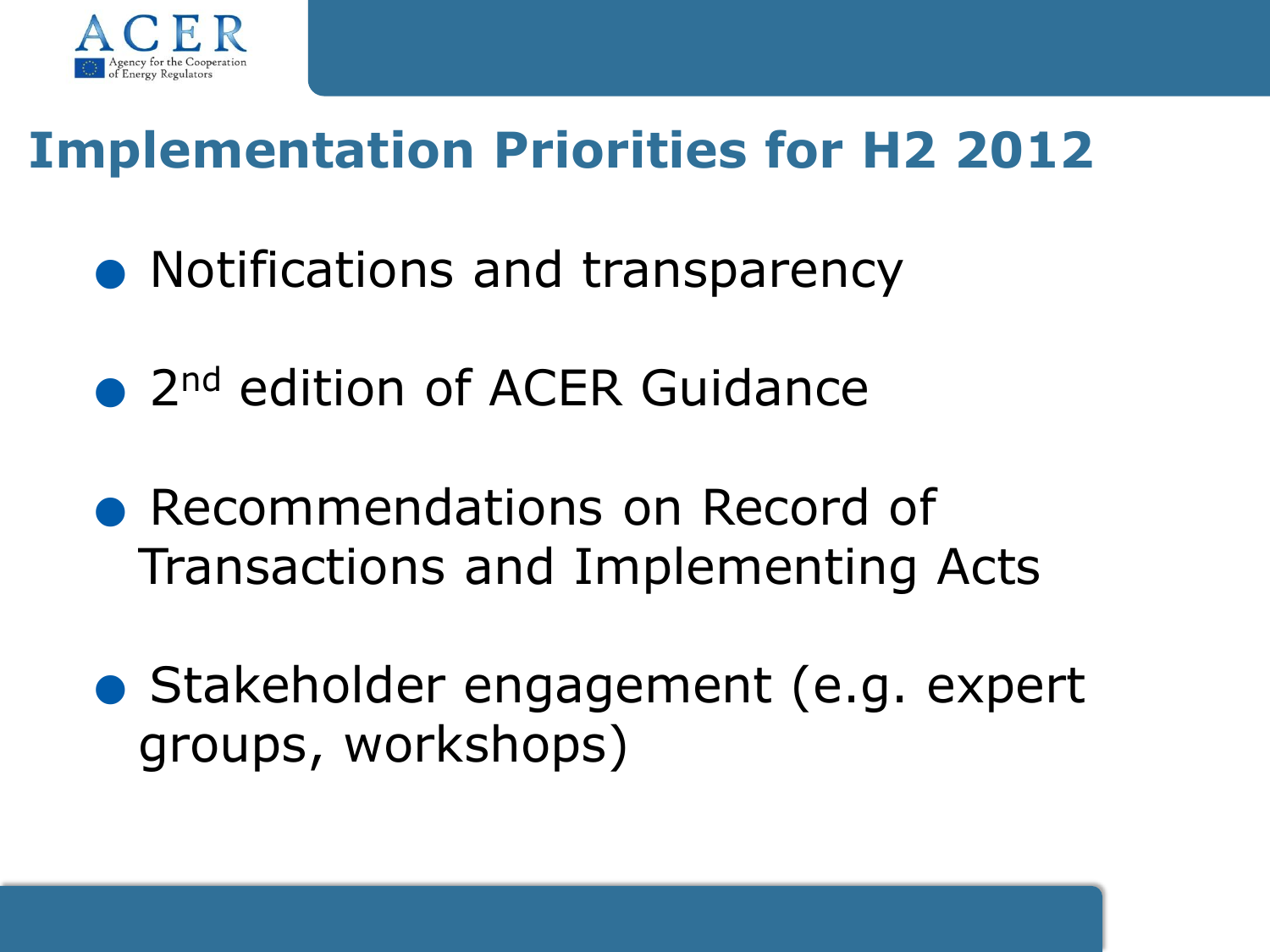# Implementation Priorities for H2 2012

- Notifications and transparency
- 2nd edition of ACER Guidance
- Recommendations on Record of Transactions and Implementing Acts
- Stakeholder engagement (e.g. expert groups, workshops)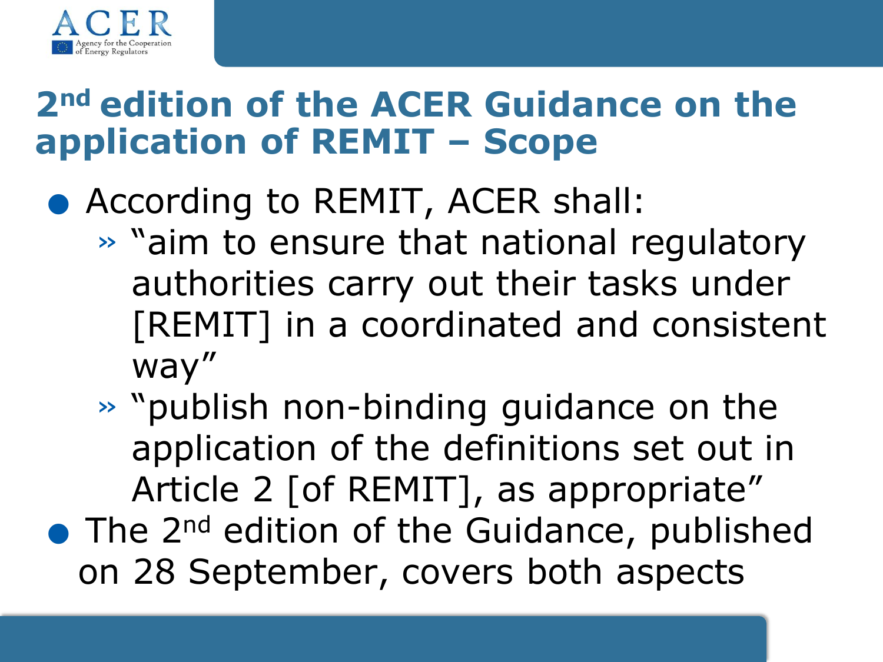## 2nd edition of the ACER Guidance on the application of REMIT – Scope

- According to REMIT, ACER shall:
  - "aim to ensure that national regulatory authorities carry out their tasks under [REMIT] in a coordinated and consistent way"
  - "publish non-binding guidance on the application of the definitions set out in Article 2 [of REMIT], as appropriate"
- The 2nd edition of the Guidance, published on 28 September, covers both aspects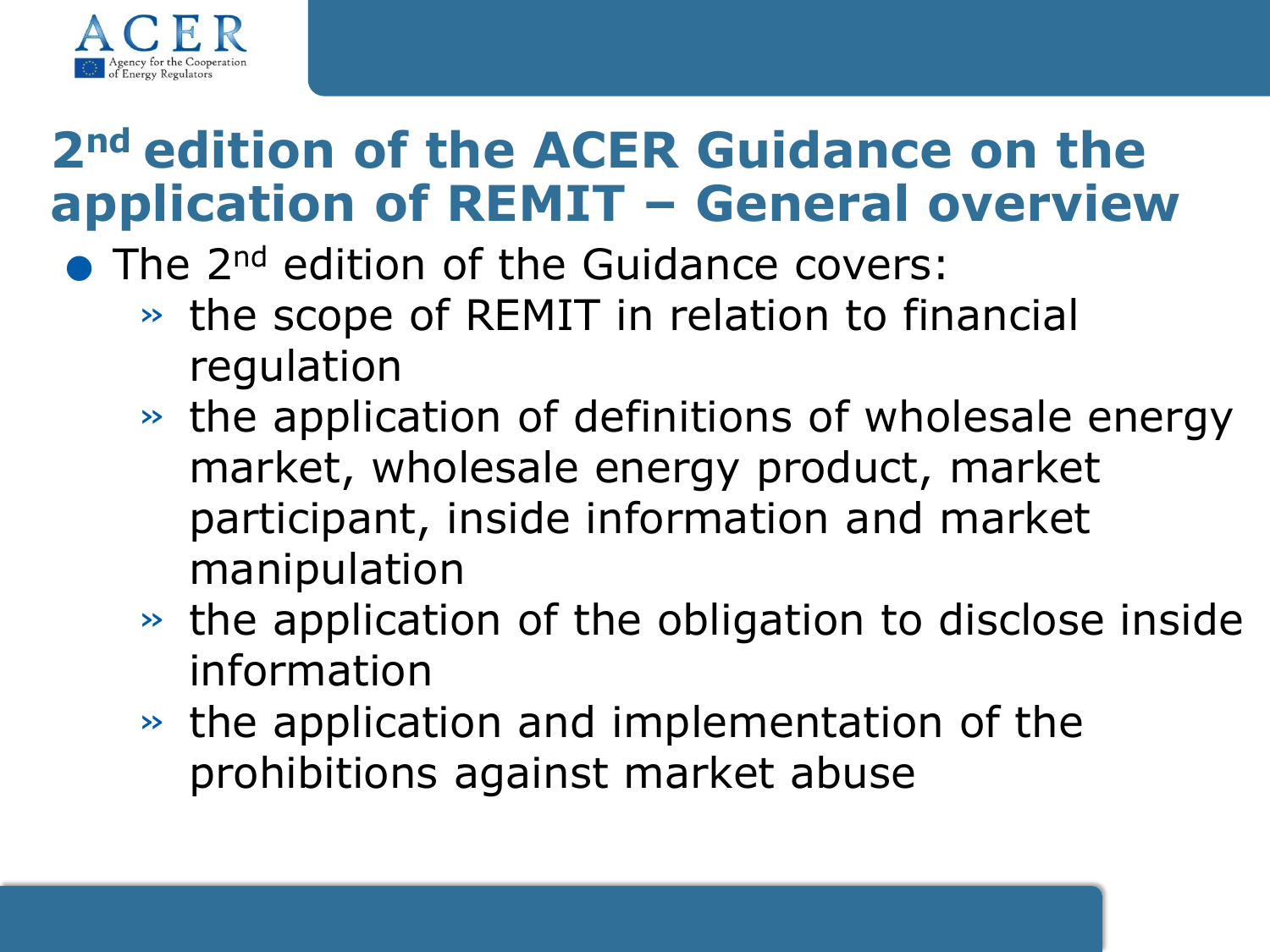# 2nd edition of the ACER Guidance on the application of REMIT – General overview

- The 2nd edition of the Guidance covers:
  - the scope of REMIT in relation to financial regulation
  - the application of definitions of wholesale energy market, wholesale energy product, market participant, inside information and market manipulation
  - the application of the obligation to disclose inside information
  - the application and implementation of the prohibitions against market abuse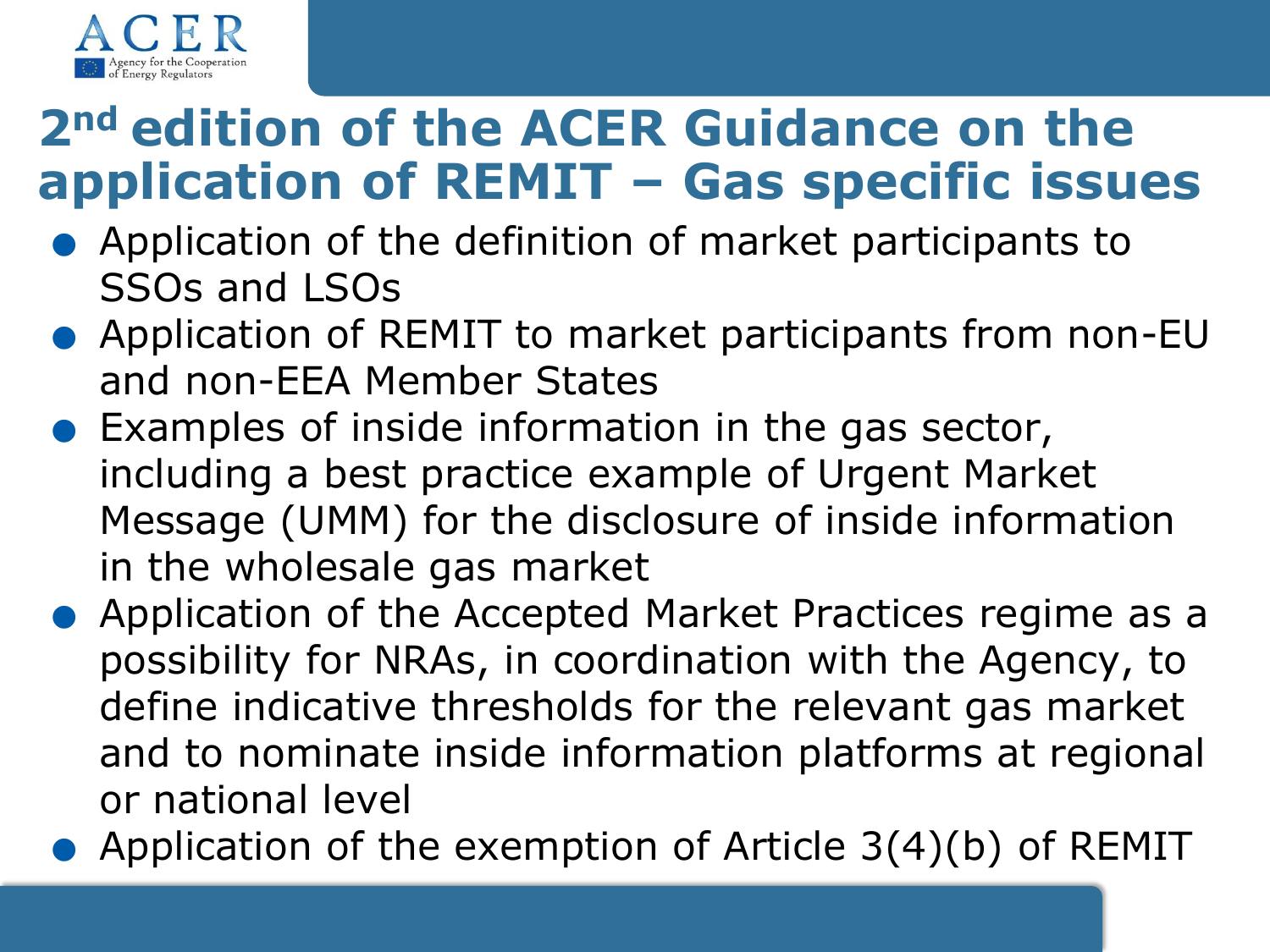# 2nd edition of the ACER Guidance on the application of REMIT – Gas specific issues

- Application of the definition of market participants to SSOs and LSOs
- Application of REMIT to market participants from non-EU and non-EEA Member States
- Examples of inside information in the gas sector, including a best practice example of Urgent Market Message (UMM) for the disclosure of inside information in the wholesale gas market
- Application of the Accepted Market Practices regime as a possibility for NRAs, in coordination with the Agency, to define indicative thresholds for the relevant gas market and to nominate inside information platforms at regional or national level
- Application of the exemption of Article 3(4)(b) of REMIT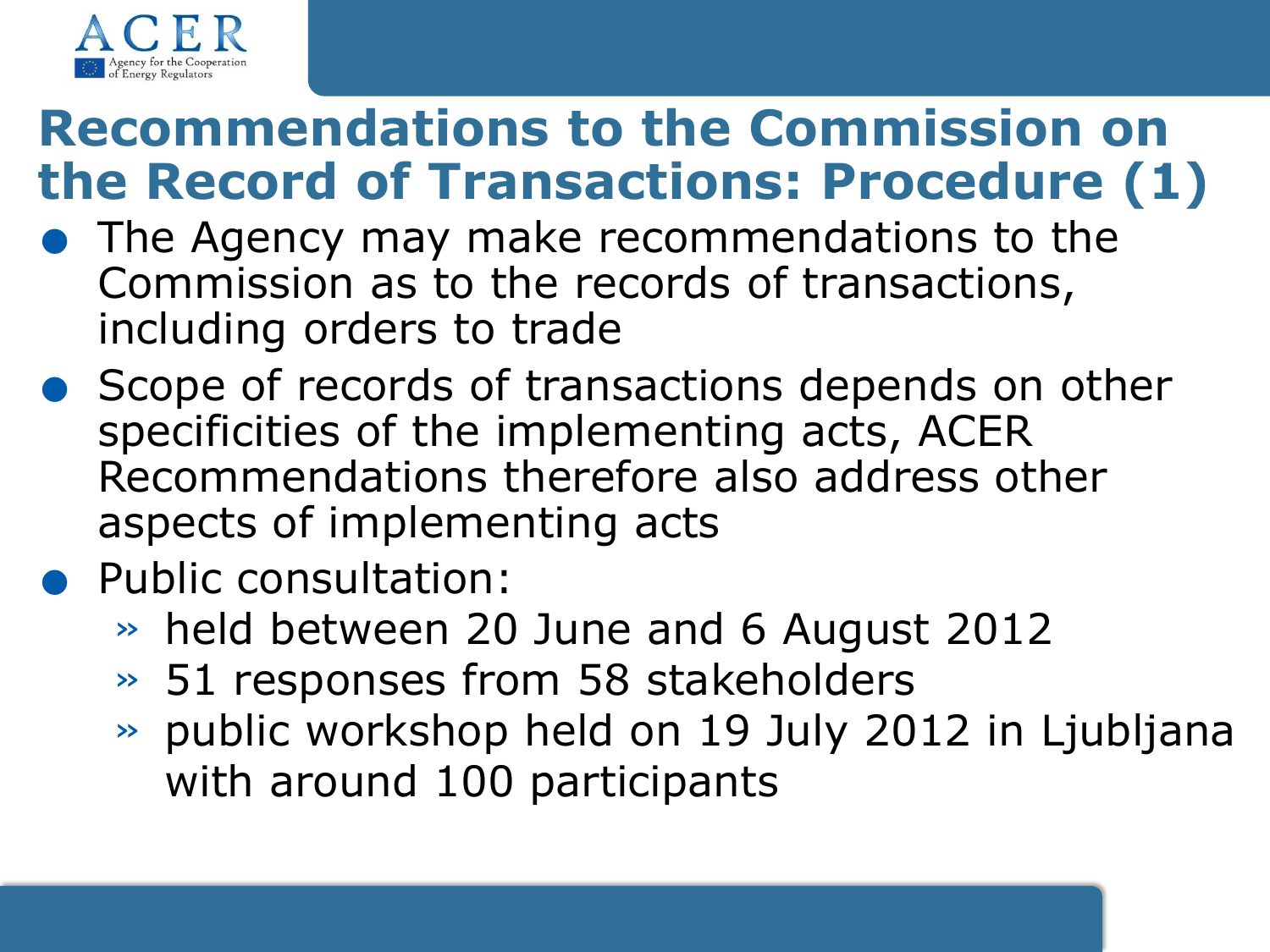# Recommendations to the Commission on the Record of Transactions: Procedure (1)

- The Agency may make recommendations to the Commission as to the records of transactions, including orders to trade
- Scope of records of transactions depends on other specificities of the implementing acts, ACER Recommendations therefore also address other aspects of implementing acts
- Public consultation:
  - held between 20 June and 6 August 2012
  - 51 responses from 58 stakeholders
  - public workshop held on 19 July 2012 in Ljubljana with around 100 participants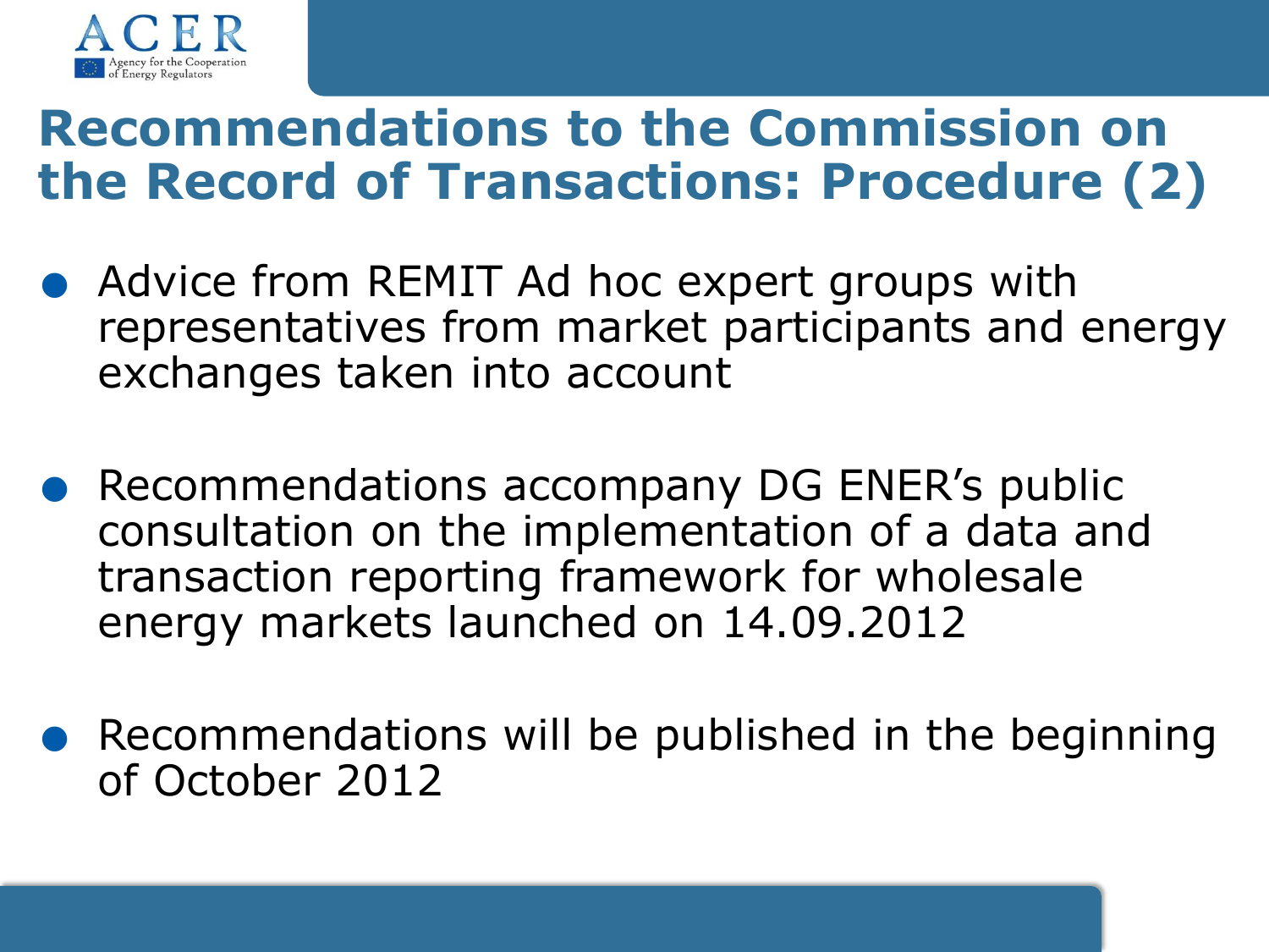# Recommendations to the Commission on the Record of Transactions: Procedure (2)

- Advice from REMIT Ad hoc expert groups with representatives from market participants and energy exchanges taken into account

- Recommendations accompany DG ENER's public consultation on the implementation of a data and transaction reporting framework for wholesale energy markets launched on 14.09.2012

- Recommendations will be published in the beginning of October 2012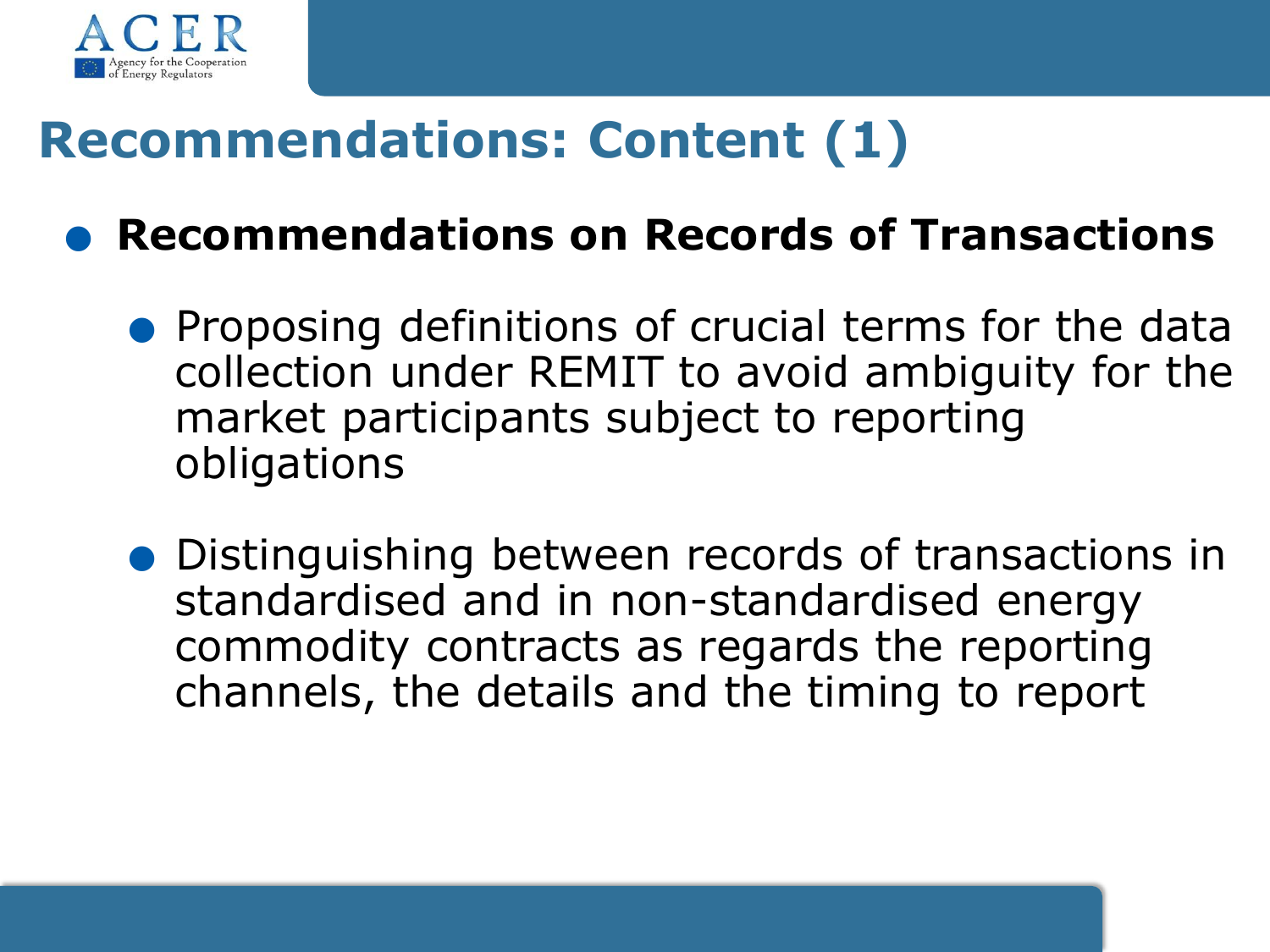# Recommendations: Content (1)

- **Recommendations on Records of Transactions**
  - Proposing definitions of crucial terms for the data collection under REMIT to avoid ambiguity for the market participants subject to reporting obligations
  - Distinguishing between records of transactions in standardised and in non-standardised energy commodity contracts as regards the reporting channels, the details and the timing to report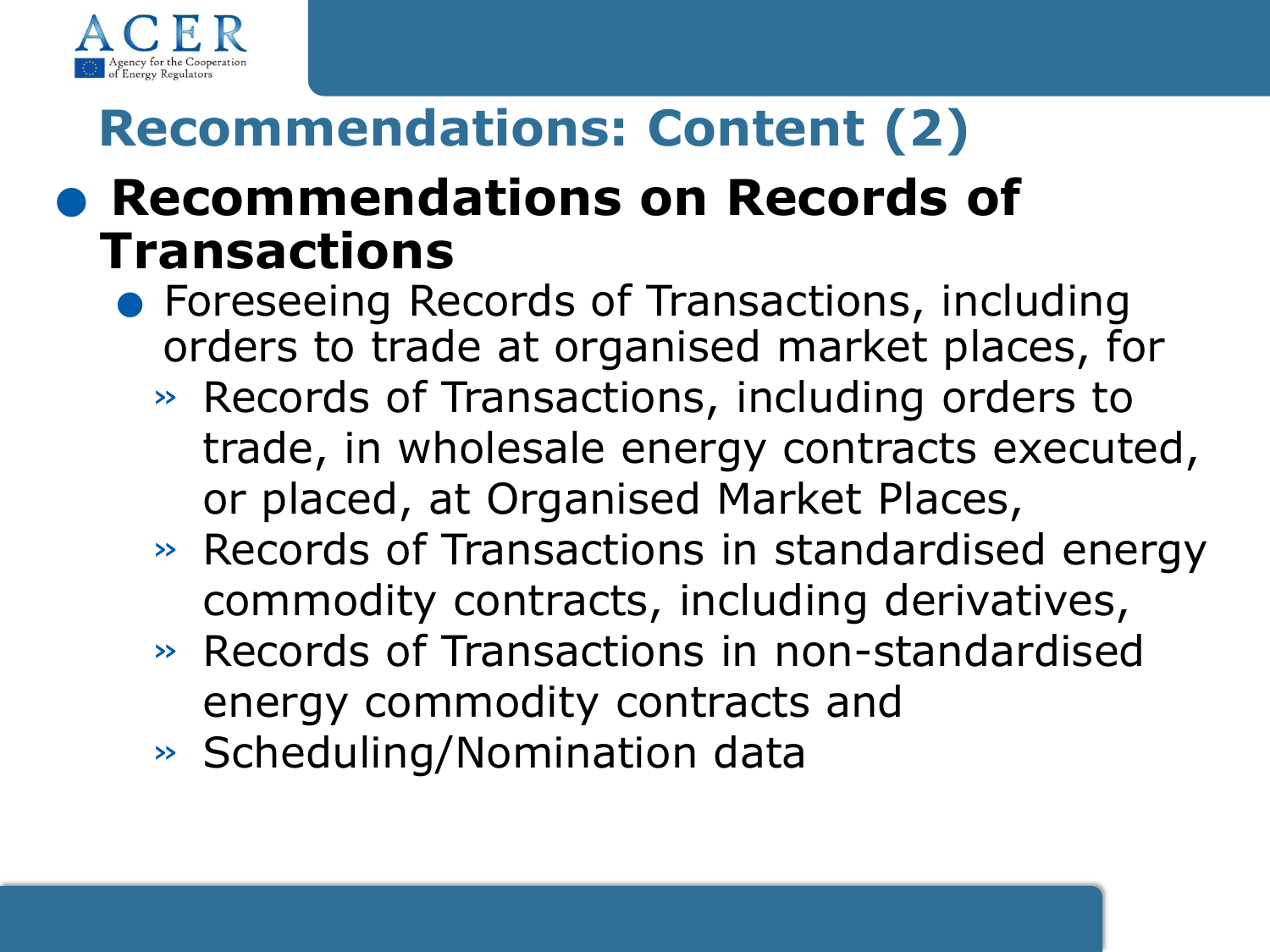# Recommendations: Content (2)

- **Recommendations on Records of Transactions**
  - Foreseeing Records of Transactions, including orders to trade at organised market places, for
    - Records of Transactions, including orders to trade, in wholesale energy contracts executed, or placed, at Organised Market Places,
    - Records of Transactions in standardised energy commodity contracts, including derivatives,
    - Records of Transactions in non-standardised energy commodity contracts and
    - Scheduling/Nomination data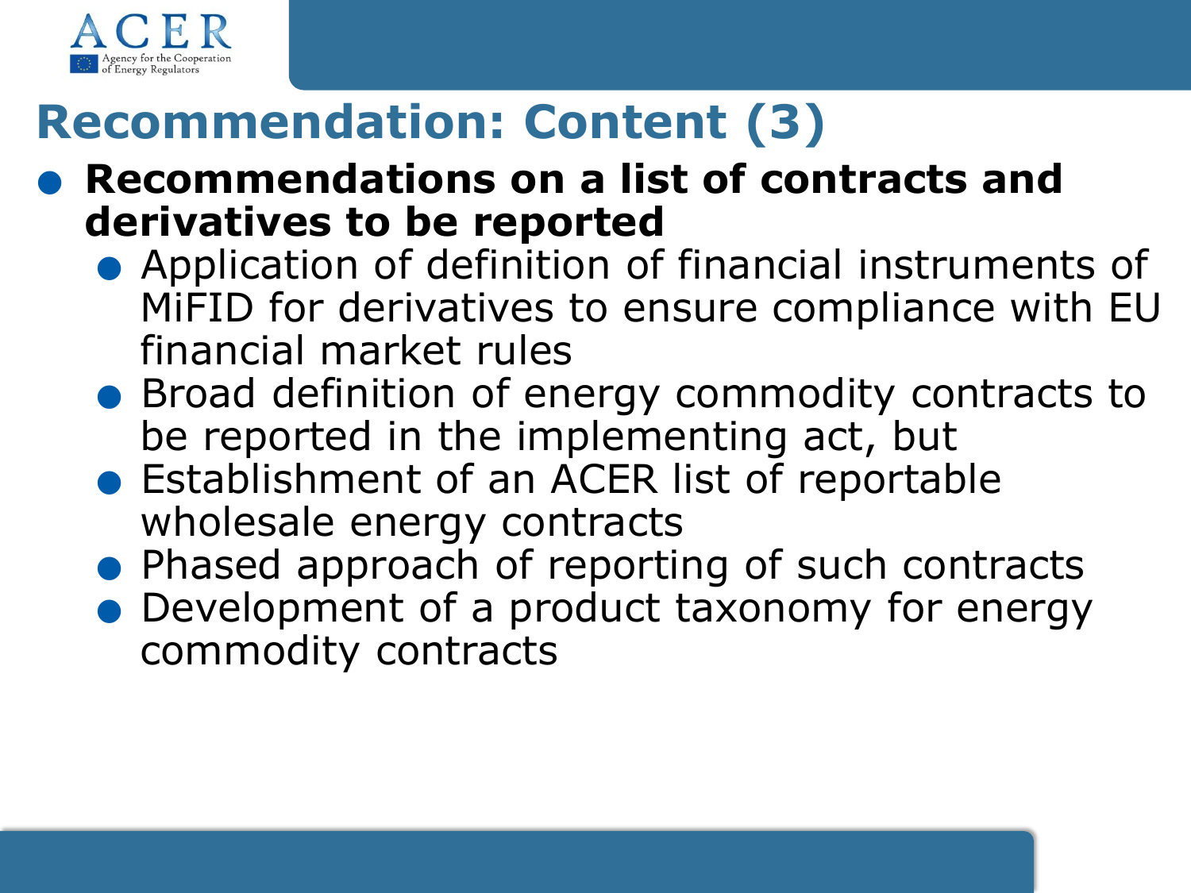# Recommendation: Content (3)

- **Recommendations on a list of contracts and derivatives to be reported**
  - Application of definition of financial instruments of MiFID for derivatives to ensure compliance with EU financial market rules
  - Broad definition of energy commodity contracts to be reported in the implementing act, but
  - Establishment of an ACER list of reportable wholesale energy contracts
  - Phased approach of reporting of such contracts
  - Development of a product taxonomy for energy commodity contracts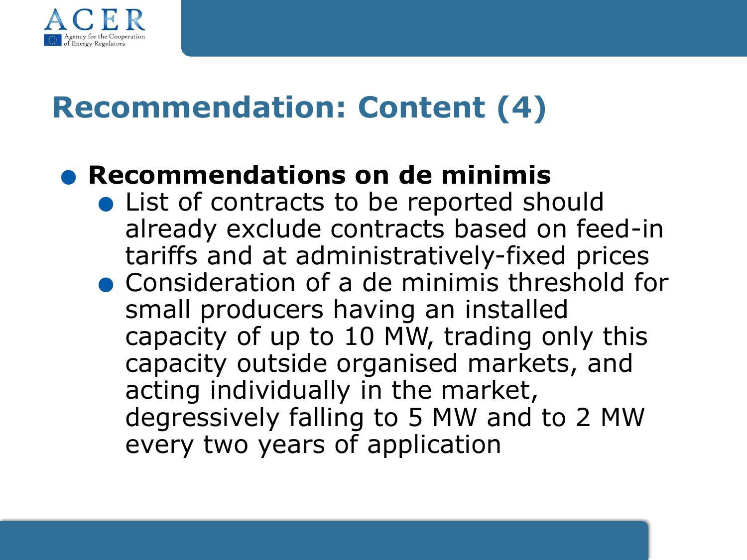# Recommendation: Content (4)

- **Recommendations on de minimis**
  - List of contracts to be reported should already exclude contracts based on feed-in tariffs and at administratively-fixed prices
  - Consideration of a de minimis threshold for small producers having an installed capacity of up to 10 MW, trading only this capacity outside organised markets, and acting individually in the market, degressively falling to 5 MW and to 2 MW every two years of application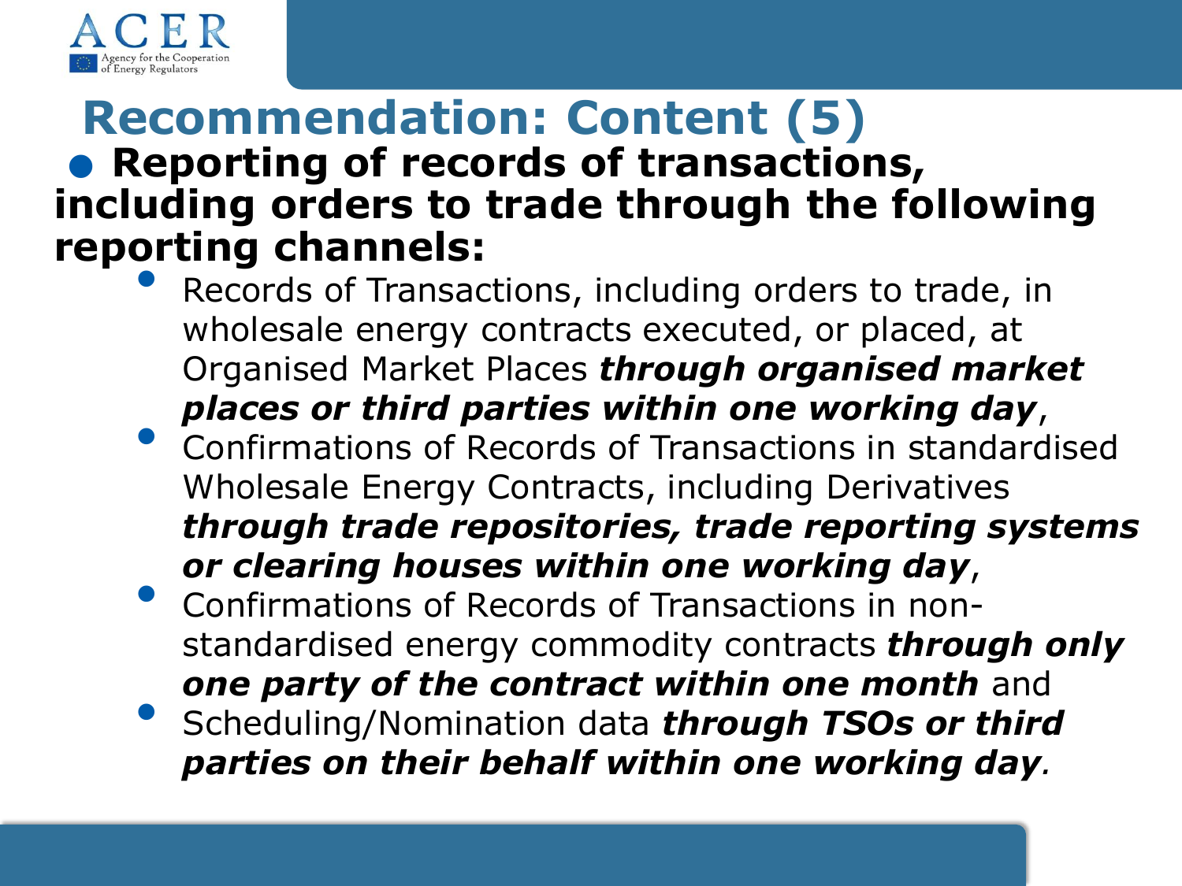# Recommendation: Content (5)

- **Reporting of records of transactions, including orders to trade through the following reporting channels:**
  - Records of Transactions, including orders to trade, in wholesale energy contracts executed, or placed, at Organised Market Places ***through organised market places or third parties within one working day***,
  - Confirmations of Records of Transactions in standardised Wholesale Energy Contracts, including Derivatives ***through trade repositories, trade reporting systems or clearing houses within one working day***,
  - Confirmations of Records of Transactions in non-standardised energy commodity contracts ***through only one party of the contract within one month*** and
  - Scheduling/Nomination data ***through TSOs or third parties on their behalf within one working day***.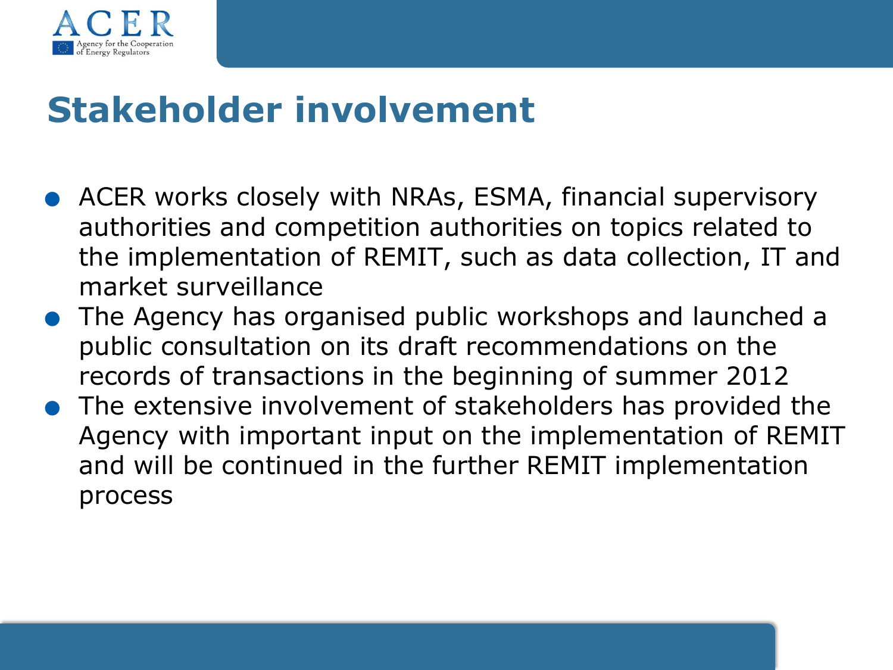# Stakeholder involvement

- ACER works closely with NRAs, ESMA, financial supervisory authorities and competition authorities on topics related to the implementation of REMIT, such as data collection, IT and market surveillance
- The Agency has organised public workshops and launched a public consultation on its draft recommendations on the records of transactions in the beginning of summer 2012
- The extensive involvement of stakeholders has provided the Agency with important input on the implementation of REMIT and will be continued in the further REMIT implementation process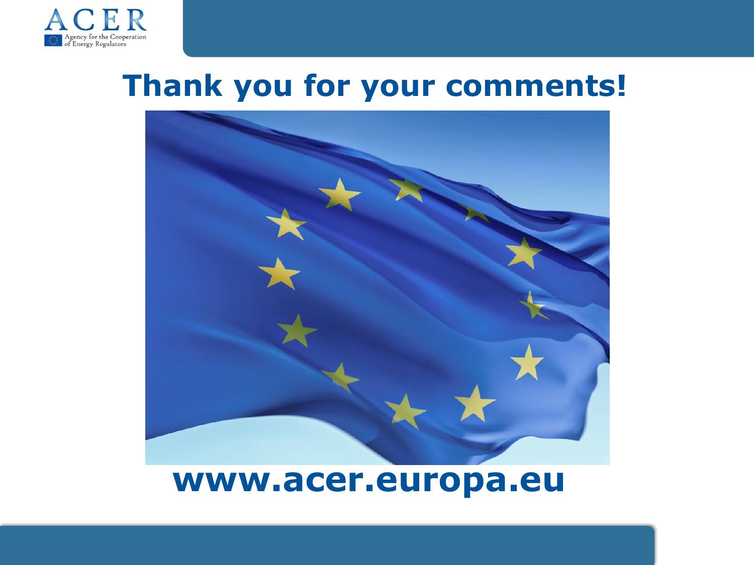# Thank you for your comments!

**www.acer.europa.eu**